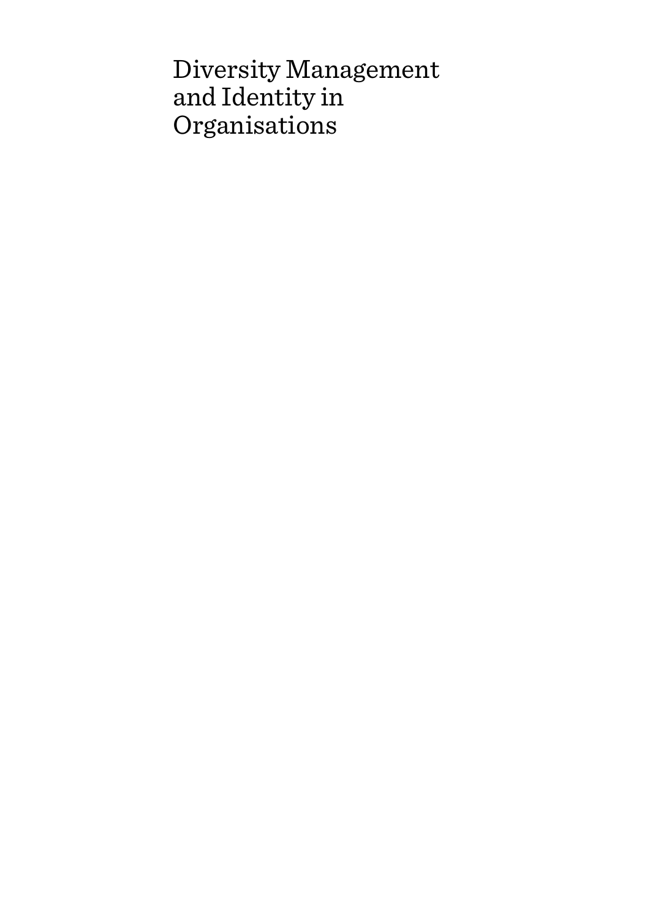# Diversity Management and Identity in Organisations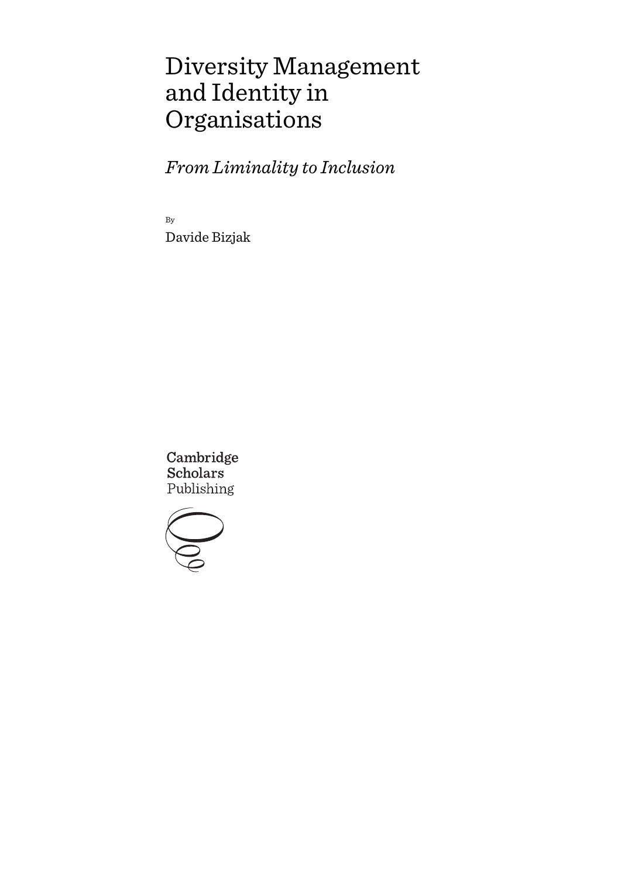# Diversity Management and Identity in Organisations

*From Liminality to Inclusion*

By

Davide Bizjak

Cambridge Scholars Publishing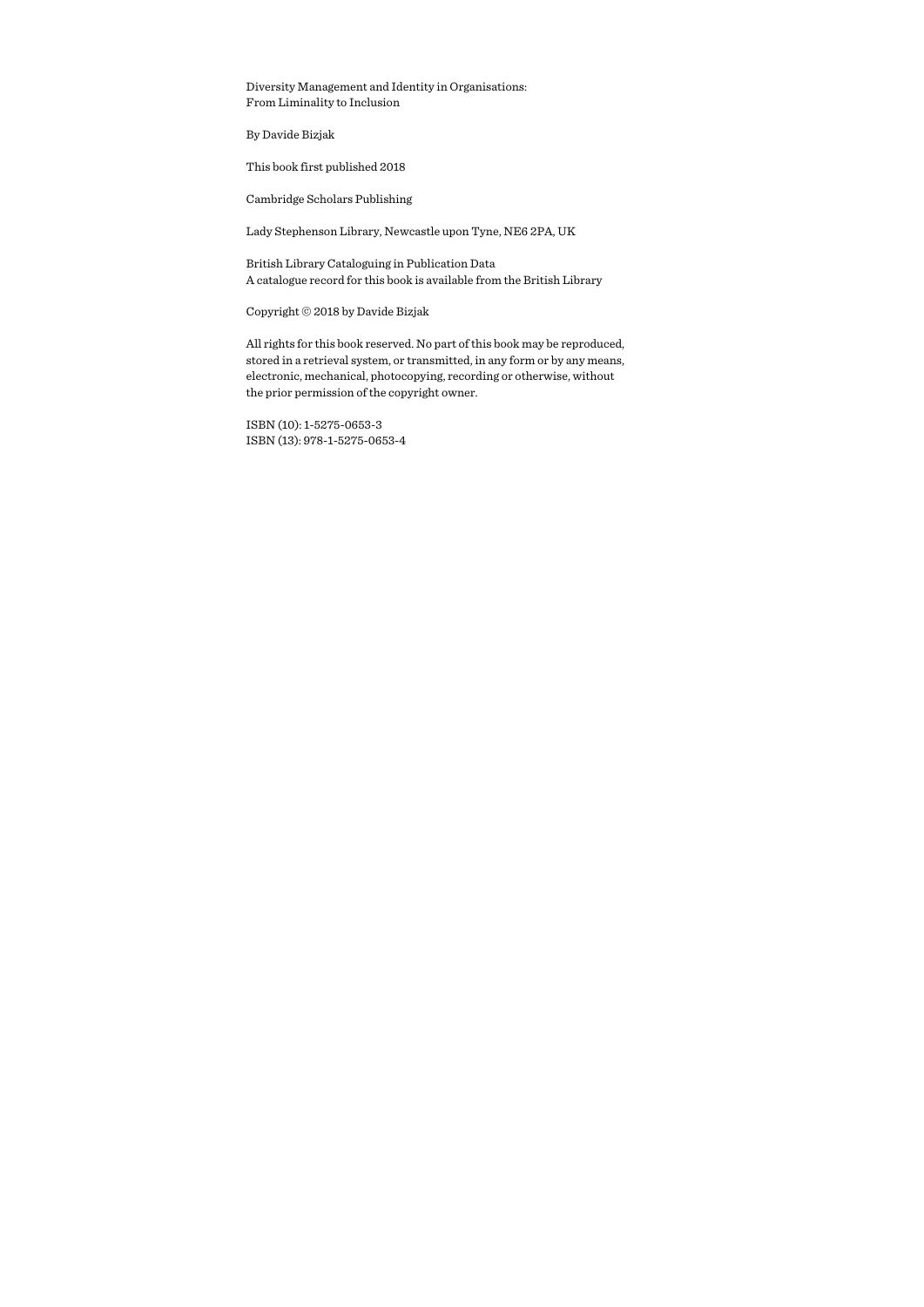Diversity Management and Identity in Organisations:
From Liminality to Inclusion

By Davide Bizjak

This book first published 2018

Cambridge Scholars Publishing

Lady Stephenson Library, Newcastle upon Tyne, NE6 2PA, UK

British Library Cataloguing in Publication Data
A catalogue record for this book is available from the British Library

Copyright © 2018 by Davide Bizjak

All rights for this book reserved. No part of this book may be reproduced, stored in a retrieval system, or transmitted, in any form or by any means, electronic, mechanical, photocopying, recording or otherwise, without the prior permission of the copyright owner.

ISBN (10): 1-5275-0653-3
ISBN (13): 978-1-5275-0653-4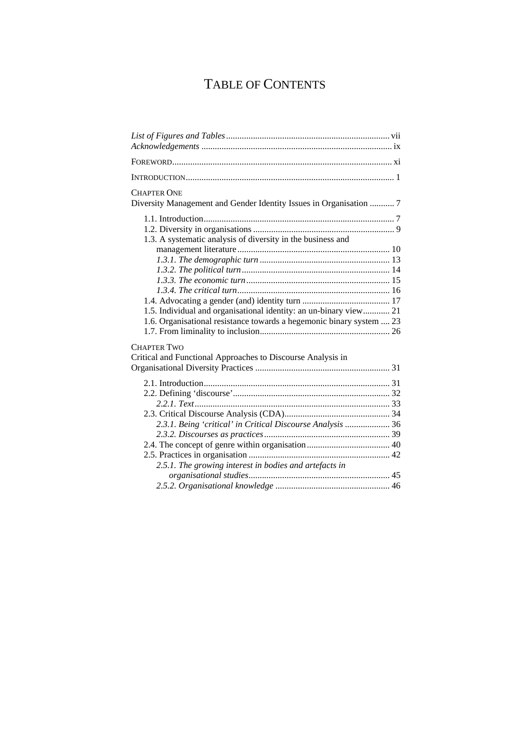# TABLE OF CONTENTS

*List of Figures and Tables* ........................................................................ vii
*Acknowledgements* .................................................................................... ix

FOREWORD................................................................................................. xi

INTRODUCTION............................................................................................ 1

CHAPTER ONE
Diversity Management and Gender Identity Issues in Organisation ........... 7

- 1.1. Introduction.................................................................................... 7
- 1.2. Diversity in organisations .............................................................. 9
- 1.3. A systematic analysis of diversity in the business and management literature .................................................................. 10
  - *1.3.1. The demographic turn* ......................................................... 13
  - *1.3.2. The political turn*................................................................. 14
  - *1.3.3. The economic turn*............................................................... 15
  - *1.3.4. The critical turn*................................................................... 16
- 1.4. Advocating a gender (and) identity turn ....................................... 17
- 1.5. Individual and organisational identity: an un-binary view............ 21
- 1.6. Organisational resistance towards a hegemonic binary system .... 23
- 1.7. From liminality to inclusion.......................................................... 26

CHAPTER TWO
Critical and Functional Approaches to Discourse Analysis in Organisational Diversity Practices ............................................................ 31

- 2.1. Introduction.................................................................................. 31
- 2.2. Defining 'discourse'...................................................................... 32
  - *2.2.1. Text*...................................................................................... 33
- 2.3. Critical Discourse Analysis (CDA)............................................... 34
  - *2.3.1. Being 'critical' in Critical Discourse Analysis* .................... 36
  - *2.3.2. Discourses as practices*....................................................... 39
- 2.4. The concept of genre within organisation..................................... 40
- 2.5. Practices in organisation .............................................................. 42
  - *2.5.1. The growing interest in bodies and artefacts in organisational studies*.............................................................. 45
  - *2.5.2. Organisational knowledge* .................................................. 46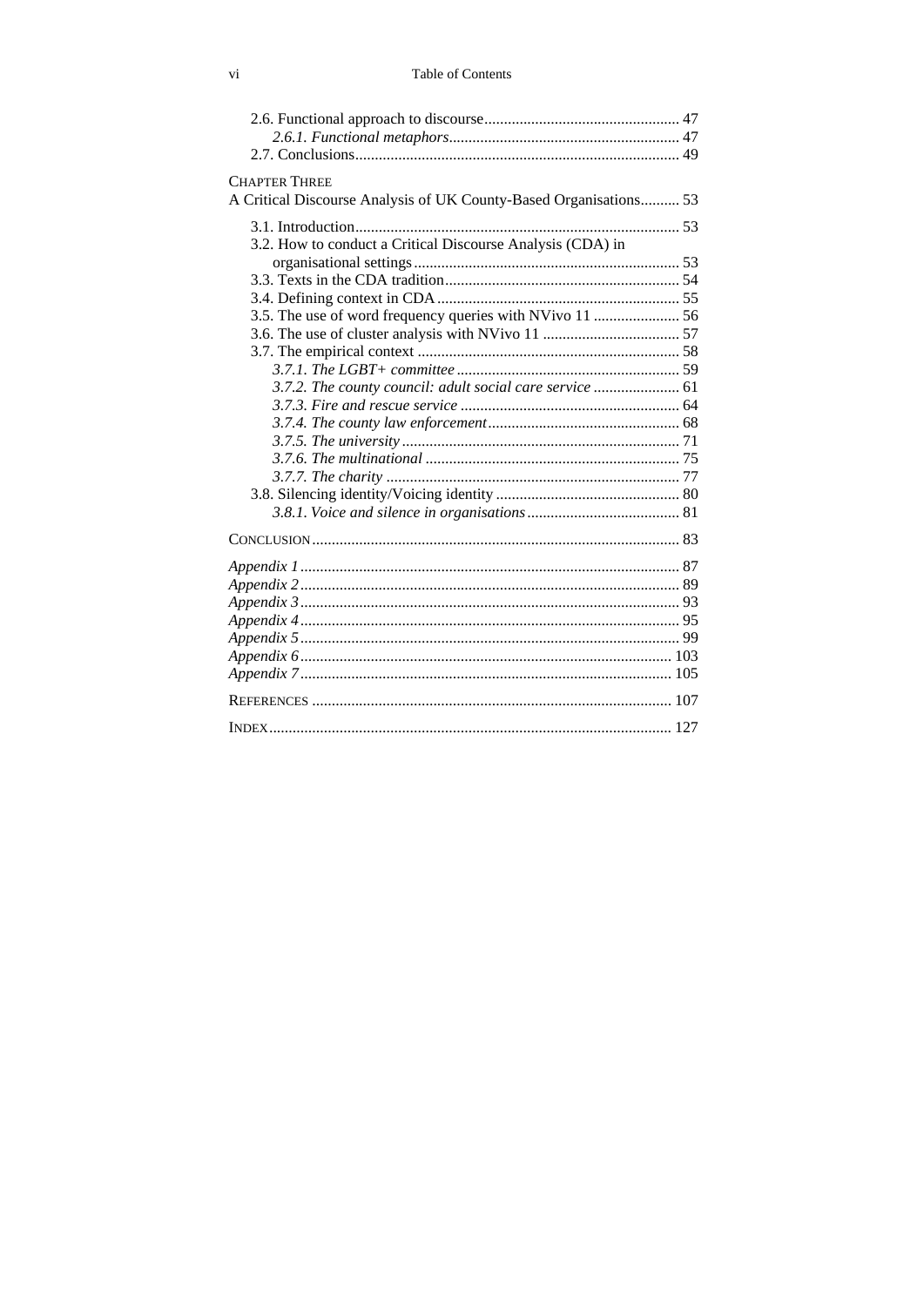2.6. Functional approach to discourse ........................................ 47
*2.6.1. Functional metaphors* ........................................ 47
2.7. Conclusions ........................................ 49

CHAPTER THREE
A Critical Discourse Analysis of UK County-Based Organisations .......... 53

3.1. Introduction ........................................ 53
3.2. How to conduct a Critical Discourse Analysis (CDA) in organisational settings ........................................ 53
3.3. Texts in the CDA tradition ........................................ 54
3.4. Defining context in CDA ........................................ 55
3.5. The use of word frequency queries with NVivo 11 ........................................ 56
3.6. The use of cluster analysis with NVivo 11 ........................................ 57
3.7. The empirical context ........................................ 58
*3.7.1. The LGBT+ committee* ........................................ 59
*3.7.2. The county council: adult social care service* ........................................ 61
*3.7.3. Fire and rescue service* ........................................ 64
*3.7.4. The county law enforcement* ........................................ 68
*3.7.5. The university* ........................................ 71
*3.7.6. The multinational* ........................................ 75
*3.7.7. The charity* ........................................ 77
3.8. Silencing identity/Voicing identity ........................................ 80
*3.8.1. Voice and silence in organisations* ........................................ 81

CONCLUSION ........................................ 83

*Appendix 1* ........................................ 87
*Appendix 2* ........................................ 89
*Appendix 3* ........................................ 93
*Appendix 4* ........................................ 95
*Appendix 5* ........................................ 99
*Appendix 6* ........................................ 103
*Appendix 7* ........................................ 105

REFERENCES ........................................ 107

INDEX ........................................ 127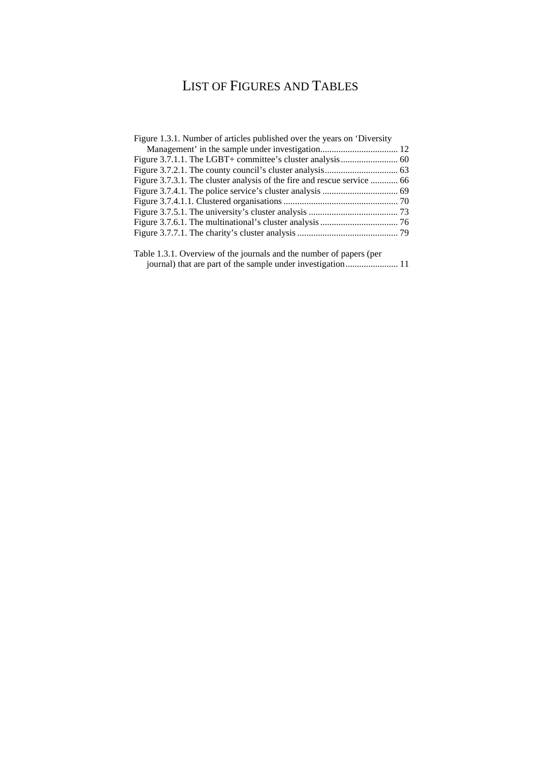# LIST OF FIGURES AND TABLES

Figure 1.3.1. Number of articles published over the years on 'Diversity Management' in the sample under investigation.................................. 12
Figure 3.7.1.1. The LGBT+ committee's cluster analysis......................... 60
Figure 3.7.2.1. The county council's cluster analysis................................ 63
Figure 3.7.3.1. The cluster analysis of the fire and rescue service ............ 66
Figure 3.7.4.1. The police service's cluster analysis ................................. 69
Figure 3.7.4.1.1. Clustered organisations .................................................. 70
Figure 3.7.5.1. The university's cluster analysis ....................................... 73
Figure 3.7.6.1. The multinational's cluster analysis .................................. 76
Figure 3.7.7.1. The charity's cluster analysis ............................................ 79

Table 1.3.1. Overview of the journals and the number of papers (per journal) that are part of the sample under investigation....................... 11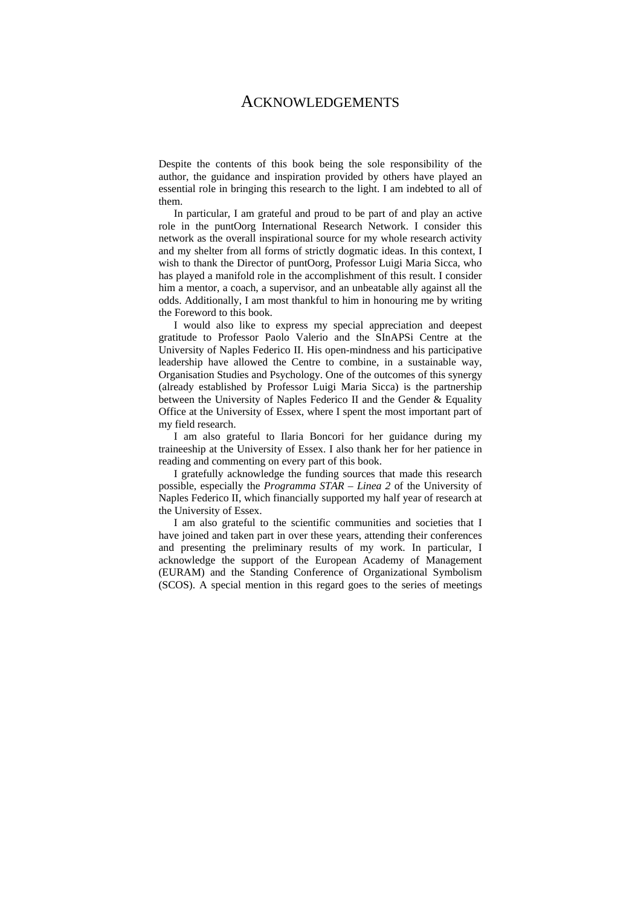# Acknowledgements

Despite the contents of this book being the sole responsibility of the author, the guidance and inspiration provided by others have played an essential role in bringing this research to the light. I am indebted to all of them.

In particular, I am grateful and proud to be part of and play an active role in the puntOorg International Research Network. I consider this network as the overall inspirational source for my whole research activity and my shelter from all forms of strictly dogmatic ideas. In this context, I wish to thank the Director of puntOorg, Professor Luigi Maria Sicca, who has played a manifold role in the accomplishment of this result. I consider him a mentor, a coach, a supervisor, and an unbeatable ally against all the odds. Additionally, I am most thankful to him in honouring me by writing the Foreword to this book.

I would also like to express my special appreciation and deepest gratitude to Professor Paolo Valerio and the SInAPSi Centre at the University of Naples Federico II. His open-mindness and his participative leadership have allowed the Centre to combine, in a sustainable way, Organisation Studies and Psychology. One of the outcomes of this synergy (already established by Professor Luigi Maria Sicca) is the partnership between the University of Naples Federico II and the Gender & Equality Office at the University of Essex, where I spent the most important part of my field research.

I am also grateful to Ilaria Boncori for her guidance during my traineeship at the University of Essex. I also thank her for her patience in reading and commenting on every part of this book.

I gratefully acknowledge the funding sources that made this research possible, especially the *Programma STAR – Linea 2* of the University of Naples Federico II, which financially supported my half year of research at the University of Essex.

I am also grateful to the scientific communities and societies that I have joined and taken part in over these years, attending their conferences and presenting the preliminary results of my work. In particular, I acknowledge the support of the European Academy of Management (EURAM) and the Standing Conference of Organizational Symbolism (SCOS). A special mention in this regard goes to the series of meetings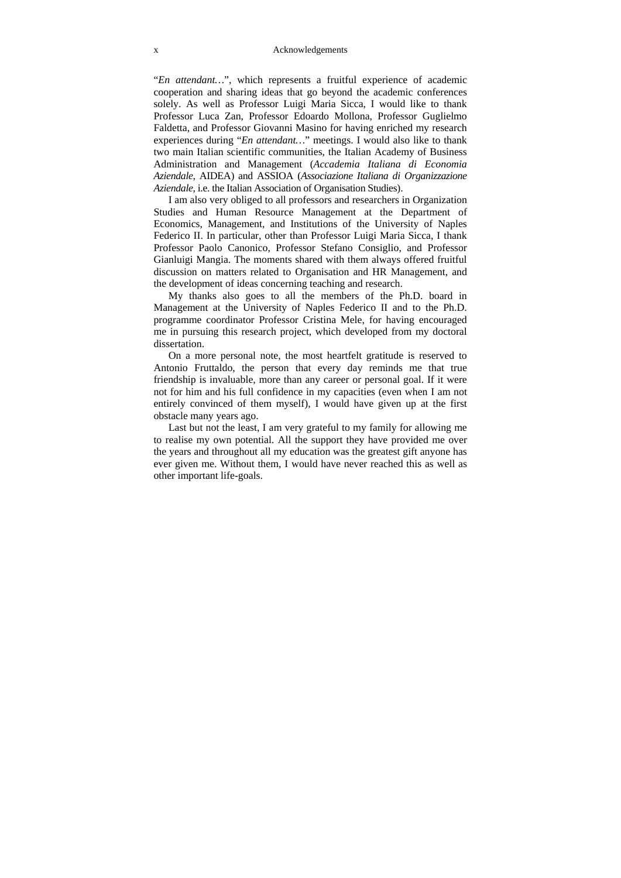"*En attendant…*", which represents a fruitful experience of academic cooperation and sharing ideas that go beyond the academic conferences solely. As well as Professor Luigi Maria Sicca, I would like to thank Professor Luca Zan, Professor Edoardo Mollona, Professor Guglielmo Faldetta, and Professor Giovanni Masino for having enriched my research experiences during "*En attendant…*" meetings. I would also like to thank two main Italian scientific communities, the Italian Academy of Business Administration and Management (*Accademia Italiana di Economia Aziendale*, AIDEA) and ASSIOA (*Associazione Italiana di Organizzazione Aziendale*, i.e. the Italian Association of Organisation Studies).

I am also very obliged to all professors and researchers in Organization Studies and Human Resource Management at the Department of Economics, Management, and Institutions of the University of Naples Federico II. In particular, other than Professor Luigi Maria Sicca, I thank Professor Paolo Canonico, Professor Stefano Consiglio, and Professor Gianluigi Mangia. The moments shared with them always offered fruitful discussion on matters related to Organisation and HR Management, and the development of ideas concerning teaching and research.

My thanks also goes to all the members of the Ph.D. board in Management at the University of Naples Federico II and to the Ph.D. programme coordinator Professor Cristina Mele, for having encouraged me in pursuing this research project, which developed from my doctoral dissertation.

On a more personal note, the most heartfelt gratitude is reserved to Antonio Fruttaldo, the person that every day reminds me that true friendship is invaluable, more than any career or personal goal. If it were not for him and his full confidence in my capacities (even when I am not entirely convinced of them myself), I would have given up at the first obstacle many years ago.

Last but not the least, I am very grateful to my family for allowing me to realise my own potential. All the support they have provided me over the years and throughout all my education was the greatest gift anyone has ever given me. Without them, I would have never reached this as well as other important life-goals.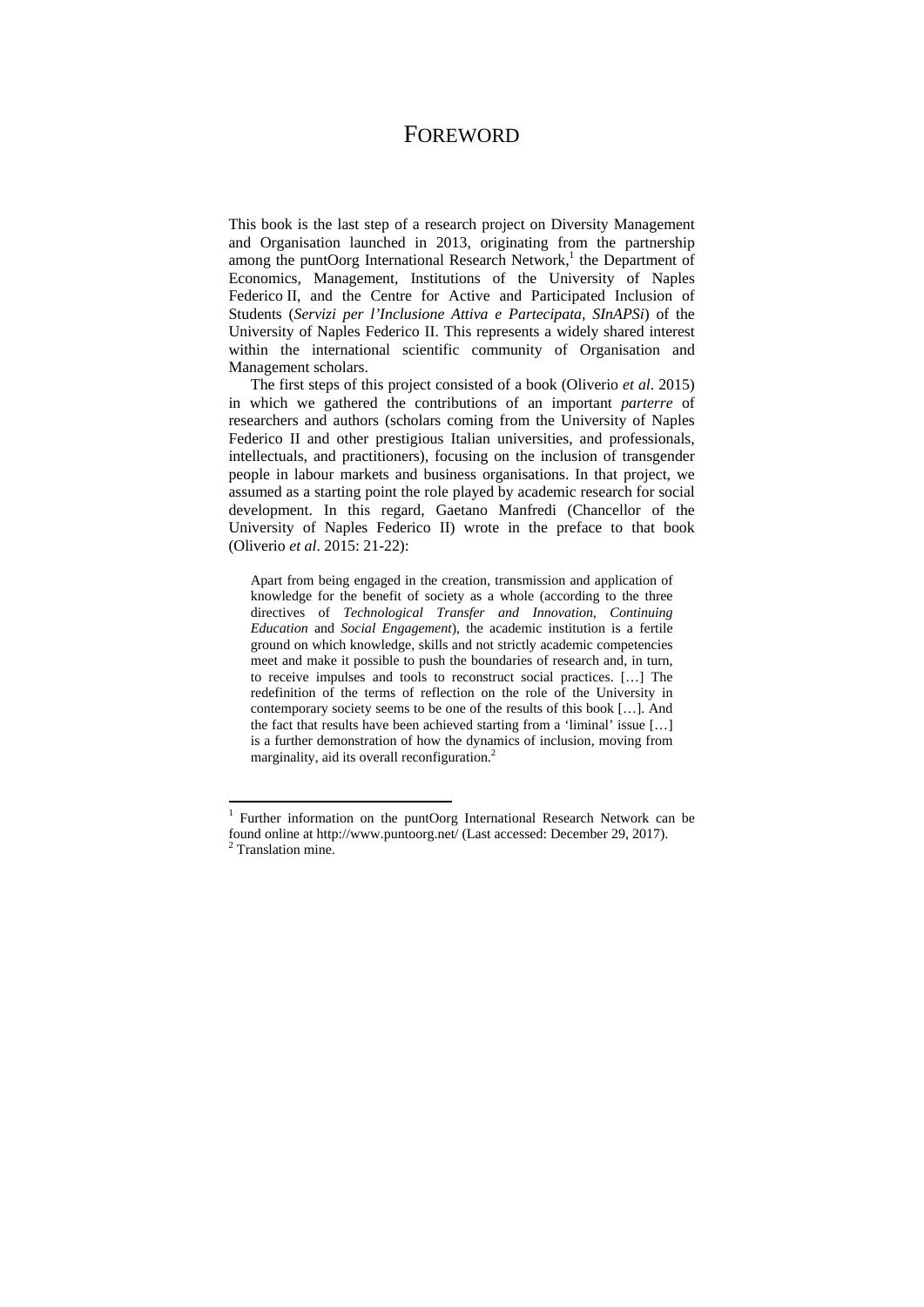# FOREWORD

This book is the last step of a research project on Diversity Management and Organisation launched in 2013, originating from the partnership among the puntOorg International Research Network,[1] the Department of Economics, Management, Institutions of the University of Naples Federico II, and the Centre for Active and Participated Inclusion of Students (*Servizi per l'Inclusione Attiva e Partecipata, SInAPSi*) of the University of Naples Federico II. This represents a widely shared interest within the international scientific community of Organisation and Management scholars.

The first steps of this project consisted of a book (Oliverio *et al*. 2015) in which we gathered the contributions of an important *parterre* of researchers and authors (scholars coming from the University of Naples Federico II and other prestigious Italian universities, and professionals, intellectuals, and practitioners), focusing on the inclusion of transgender people in labour markets and business organisations. In that project, we assumed as a starting point the role played by academic research for social development. In this regard, Gaetano Manfredi (Chancellor of the University of Naples Federico II) wrote in the preface to that book (Oliverio *et al*. 2015: 21-22):

> Apart from being engaged in the creation, transmission and application of knowledge for the benefit of society as a whole (according to the three directives of *Technological Transfer and Innovation*, *Continuing Education* and *Social Engagement*), the academic institution is a fertile ground on which knowledge, skills and not strictly academic competencies meet and make it possible to push the boundaries of research and, in turn, to receive impulses and tools to reconstruct social practices. […] The redefinition of the terms of reflection on the role of the University in contemporary society seems to be one of the results of this book […]. And the fact that results have been achieved starting from a 'liminal' issue […] is a further demonstration of how the dynamics of inclusion, moving from marginality, aid its overall reconfiguration.[2]

---

[1] Further information on the puntOorg International Research Network can be found online at http://www.puntoorg.net/ (Last accessed: December 29, 2017).

[2] Translation mine.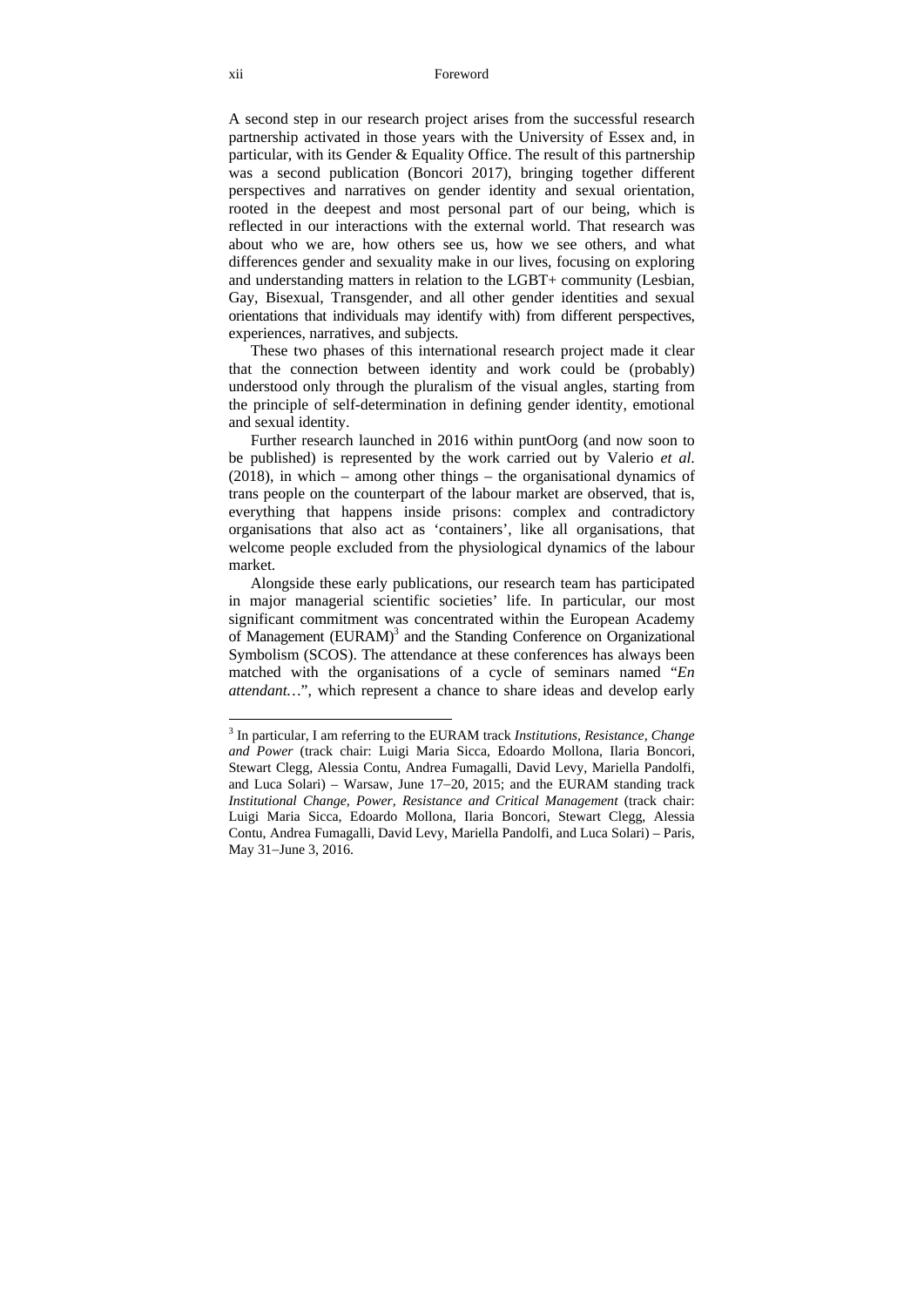A second step in our research project arises from the successful research partnership activated in those years with the University of Essex and, in particular, with its Gender & Equality Office. The result of this partnership was a second publication (Boncori 2017), bringing together different perspectives and narratives on gender identity and sexual orientation, rooted in the deepest and most personal part of our being, which is reflected in our interactions with the external world. That research was about who we are, how others see us, how we see others, and what differences gender and sexuality make in our lives, focusing on exploring and understanding matters in relation to the LGBT+ community (Lesbian, Gay, Bisexual, Transgender, and all other gender identities and sexual orientations that individuals may identify with) from different perspectives, experiences, narratives, and subjects.

These two phases of this international research project made it clear that the connection between identity and work could be (probably) understood only through the pluralism of the visual angles, starting from the principle of self-determination in defining gender identity, emotional and sexual identity.

Further research launched in 2016 within puntOorg (and now soon to be published) is represented by the work carried out by Valerio *et al.* (2018), in which – among other things – the organisational dynamics of trans people on the counterpart of the labour market are observed, that is, everything that happens inside prisons: complex and contradictory organisations that also act as 'containers', like all organisations, that welcome people excluded from the physiological dynamics of the labour market.

Alongside these early publications, our research team has participated in major managerial scientific societies' life. In particular, our most significant commitment was concentrated within the European Academy of Management (EURAM)[3] and the Standing Conference on Organizational Symbolism (SCOS). The attendance at these conferences has always been matched with the organisations of a cycle of seminars named "*En attendant…*", which represent a chance to share ideas and develop early

---

[3] In particular, I am referring to the EURAM track *Institutions, Resistance, Change and Power* (track chair: Luigi Maria Sicca, Edoardo Mollona, Ilaria Boncori, Stewart Clegg, Alessia Contu, Andrea Fumagalli, David Levy, Mariella Pandolfi, and Luca Solari) – Warsaw, June 17–20, 2015; and the EURAM standing track *Institutional Change, Power, Resistance and Critical Management* (track chair: Luigi Maria Sicca, Edoardo Mollona, Ilaria Boncori, Stewart Clegg, Alessia Contu, Andrea Fumagalli, David Levy, Mariella Pandolfi, and Luca Solari) – Paris, May 31–June 3, 2016.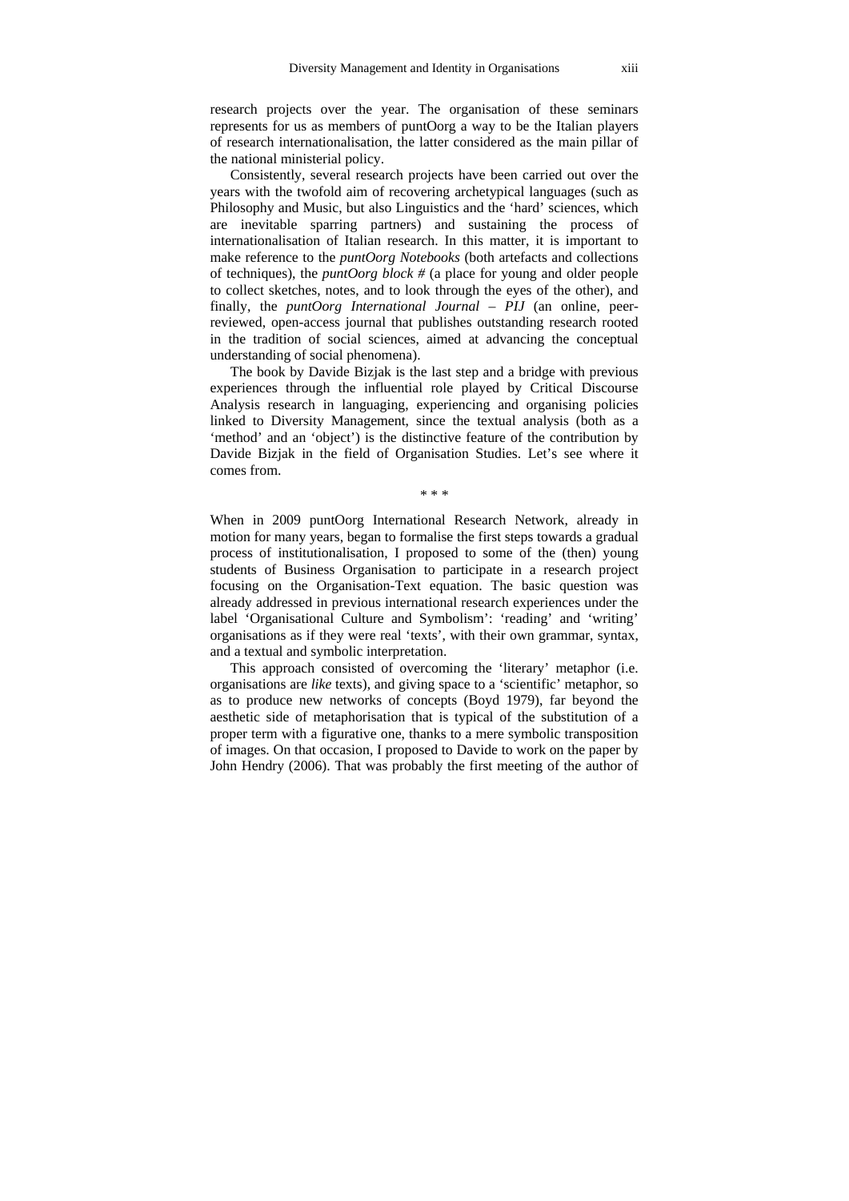research projects over the year. The organisation of these seminars represents for us as members of puntOorg a way to be the Italian players of research internationalisation, the latter considered as the main pillar of the national ministerial policy.

Consistently, several research projects have been carried out over the years with the twofold aim of recovering archetypical languages (such as Philosophy and Music, but also Linguistics and the 'hard' sciences, which are inevitable sparring partners) and sustaining the process of internationalisation of Italian research. In this matter, it is important to make reference to the *puntOorg Notebooks* (both artefacts and collections of techniques), the *puntOorg block #* (a place for young and older people to collect sketches, notes, and to look through the eyes of the other), and finally, the *puntOorg International Journal – PIJ* (an online, peer-reviewed, open-access journal that publishes outstanding research rooted in the tradition of social sciences, aimed at advancing the conceptual understanding of social phenomena).

The book by Davide Bizjak is the last step and a bridge with previous experiences through the influential role played by Critical Discourse Analysis research in languaging, experiencing and organising policies linked to Diversity Management, since the textual analysis (both as a 'method' and an 'object') is the distinctive feature of the contribution by Davide Bizjak in the field of Organisation Studies. Let's see where it comes from.

* * *

When in 2009 puntOorg International Research Network, already in motion for many years, began to formalise the first steps towards a gradual process of institutionalisation, I proposed to some of the (then) young students of Business Organisation to participate in a research project focusing on the Organisation-Text equation. The basic question was already addressed in previous international research experiences under the label 'Organisational Culture and Symbolism': 'reading' and 'writing' organisations as if they were real 'texts', with their own grammar, syntax, and a textual and symbolic interpretation.

This approach consisted of overcoming the 'literary' metaphor (i.e. organisations are *like* texts), and giving space to a 'scientific' metaphor, so as to produce new networks of concepts (Boyd 1979), far beyond the aesthetic side of metaphorisation that is typical of the substitution of a proper term with a figurative one, thanks to a mere symbolic transposition of images. On that occasion, I proposed to Davide to work on the paper by John Hendry (2006). That was probably the first meeting of the author of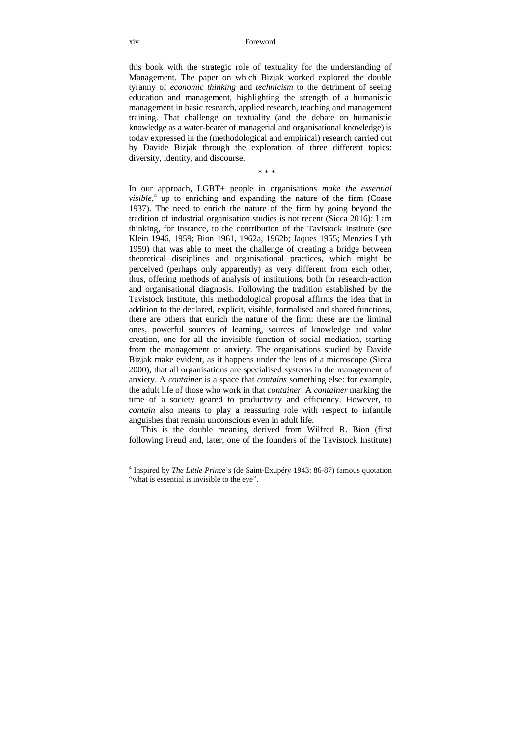this book with the strategic role of textuality for the understanding of Management. The paper on which Bizjak worked explored the double tyranny of *economic thinking* and *technicism* to the detriment of seeing education and management, highlighting the strength of a humanistic management in basic research, applied research, teaching and management training. That challenge on textuality (and the debate on humanistic knowledge as a water-bearer of managerial and organisational knowledge) is today expressed in the (methodological and empirical) research carried out by Davide Bizjak through the exploration of three different topics: diversity, identity, and discourse.

* * *

In our approach, LGBT+ people in organisations *make the essential visible*,[4] up to enriching and expanding the nature of the firm (Coase 1937). The need to enrich the nature of the firm by going beyond the tradition of industrial organisation studies is not recent (Sicca 2016): I am thinking, for instance, to the contribution of the Tavistock Institute (see Klein 1946, 1959; Bion 1961, 1962a, 1962b; Jaques 1955; Menzies Lyth 1959) that was able to meet the challenge of creating a bridge between theoretical disciplines and organisational practices, which might be perceived (perhaps only apparently) as very different from each other, thus, offering methods of analysis of institutions, both for research-action and organisational diagnosis. Following the tradition established by the Tavistock Institute, this methodological proposal affirms the idea that in addition to the declared, explicit, visible, formalised and shared functions, there are others that enrich the nature of the firm: these are the liminal ones, powerful sources of learning, sources of knowledge and value creation, one for all the invisible function of social mediation, starting from the management of anxiety. The organisations studied by Davide Bizjak make evident, as it happens under the lens of a microscope (Sicca 2000), that all organisations are specialised systems in the management of anxiety. A *container* is a space that *contains* something else: for example, the adult life of those who work in that *container*. A *container* marking the time of a society geared to productivity and efficiency. However, to *contain* also means to play a reassuring role with respect to infantile anguishes that remain unconscious even in adult life.

This is the double meaning derived from Wilfred R. Bion (first following Freud and, later, one of the founders of the Tavistock Institute)

[4] Inspired by *The Little Prince*'s (de Saint-Exupéry 1943: 86-87) famous quotation "what is essential is invisible to the eye".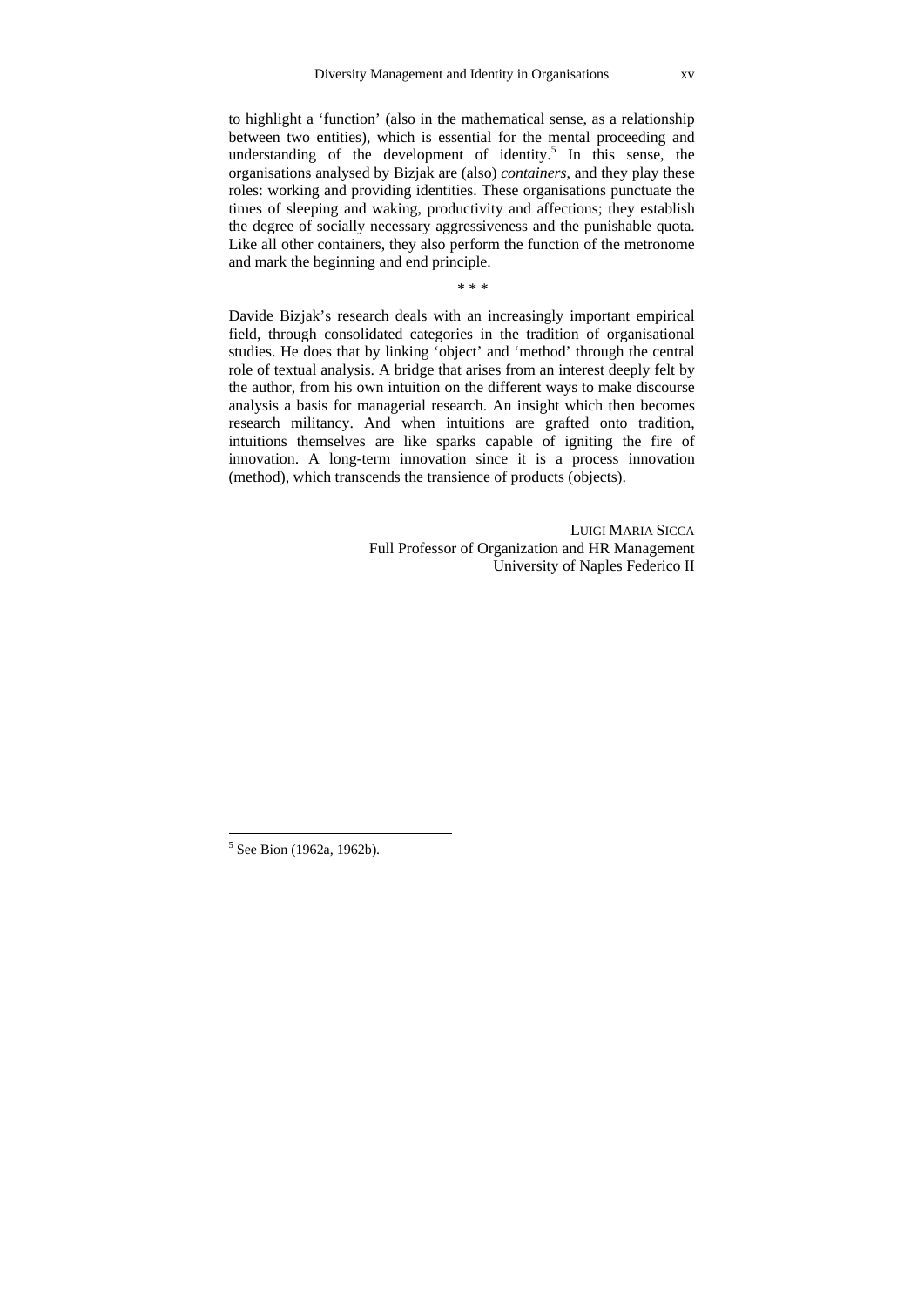to highlight a 'function' (also in the mathematical sense, as a relationship between two entities), which is essential for the mental proceeding and understanding of the development of identity.[5] In this sense, the organisations analysed by Bizjak are (also) *containers*, and they play these roles: working and providing identities. These organisations punctuate the times of sleeping and waking, productivity and affections; they establish the degree of socially necessary aggressiveness and the punishable quota. Like all other containers, they also perform the function of the metronome and mark the beginning and end principle.

\* \* \*

Davide Bizjak's research deals with an increasingly important empirical field, through consolidated categories in the tradition of organisational studies. He does that by linking 'object' and 'method' through the central role of textual analysis. A bridge that arises from an interest deeply felt by the author, from his own intuition on the different ways to make discourse analysis a basis for managerial research. An insight which then becomes research militancy. And when intuitions are grafted onto tradition, intuitions themselves are like sparks capable of igniting the fire of innovation. A long-term innovation since it is a process innovation (method), which transcends the transience of products (objects).

LUIGI MARIA SICCA
Full Professor of Organization and HR Management
University of Naples Federico II

---

[5] See Bion (1962a, 1962b).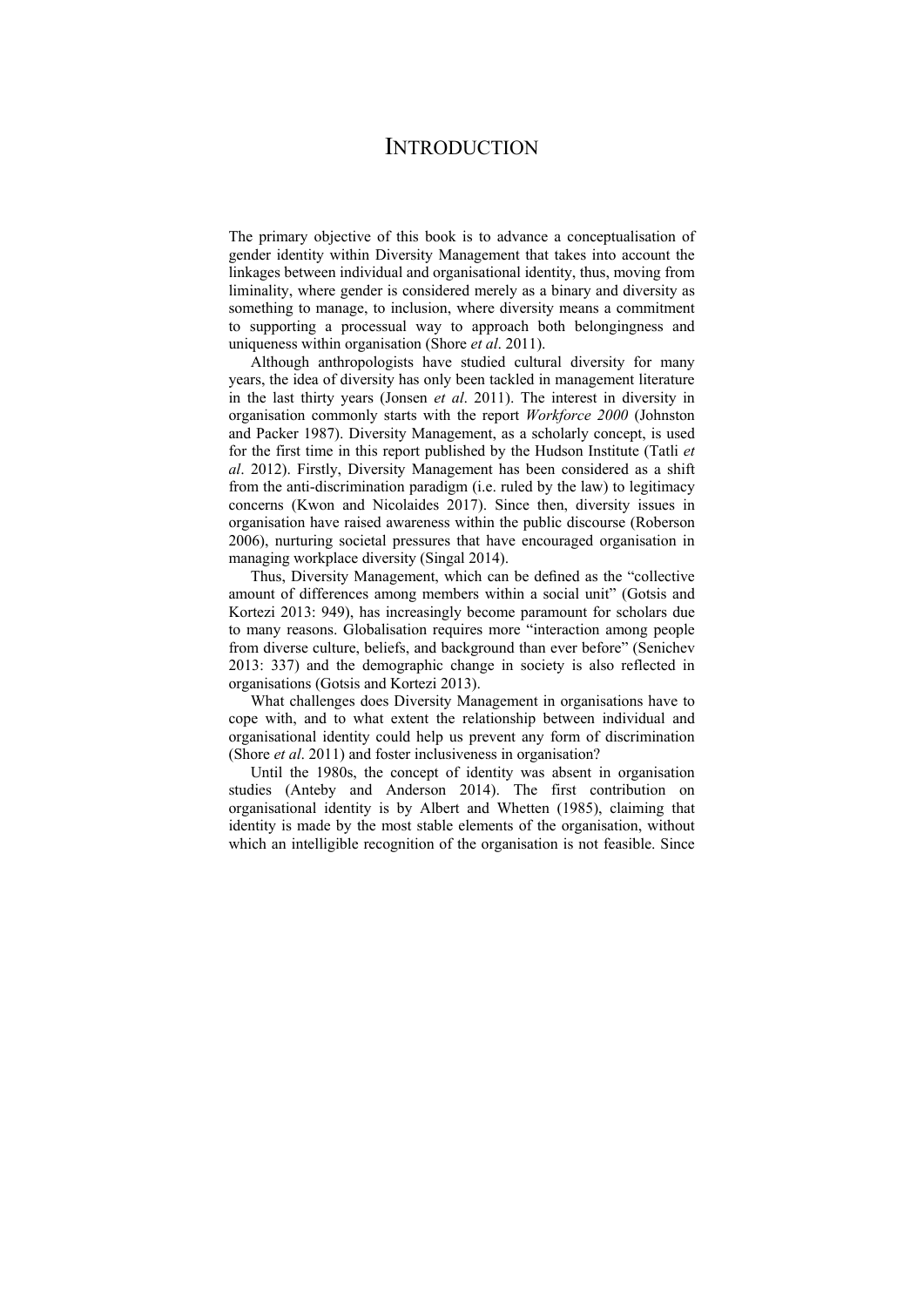# Introduction

The primary objective of this book is to advance a conceptualisation of gender identity within Diversity Management that takes into account the linkages between individual and organisational identity, thus, moving from liminality, where gender is considered merely as a binary and diversity as something to manage, to inclusion, where diversity means a commitment to supporting a processual way to approach both belongingness and uniqueness within organisation (Shore *et al*. 2011).

Although anthropologists have studied cultural diversity for many years, the idea of diversity has only been tackled in management literature in the last thirty years (Jonsen *et al*. 2011). The interest in diversity in organisation commonly starts with the report *Workforce 2000* (Johnston and Packer 1987). Diversity Management, as a scholarly concept, is used for the first time in this report published by the Hudson Institute (Tatli *et al*. 2012). Firstly, Diversity Management has been considered as a shift from the anti-discrimination paradigm (i.e. ruled by the law) to legitimacy concerns (Kwon and Nicolaides 2017). Since then, diversity issues in organisation have raised awareness within the public discourse (Roberson 2006), nurturing societal pressures that have encouraged organisation in managing workplace diversity (Singal 2014).

Thus, Diversity Management, which can be defined as the "collective amount of differences among members within a social unit" (Gotsis and Kortezi 2013: 949), has increasingly become paramount for scholars due to many reasons. Globalisation requires more "interaction among people from diverse culture, beliefs, and background than ever before" (Senichev 2013: 337) and the demographic change in society is also reflected in organisations (Gotsis and Kortezi 2013).

What challenges does Diversity Management in organisations have to cope with, and to what extent the relationship between individual and organisational identity could help us prevent any form of discrimination (Shore *et al*. 2011) and foster inclusiveness in organisation?

Until the 1980s, the concept of identity was absent in organisation studies (Anteby and Anderson 2014). The first contribution on organisational identity is by Albert and Whetten (1985), claiming that identity is made by the most stable elements of the organisation, without which an intelligible recognition of the organisation is not feasible. Since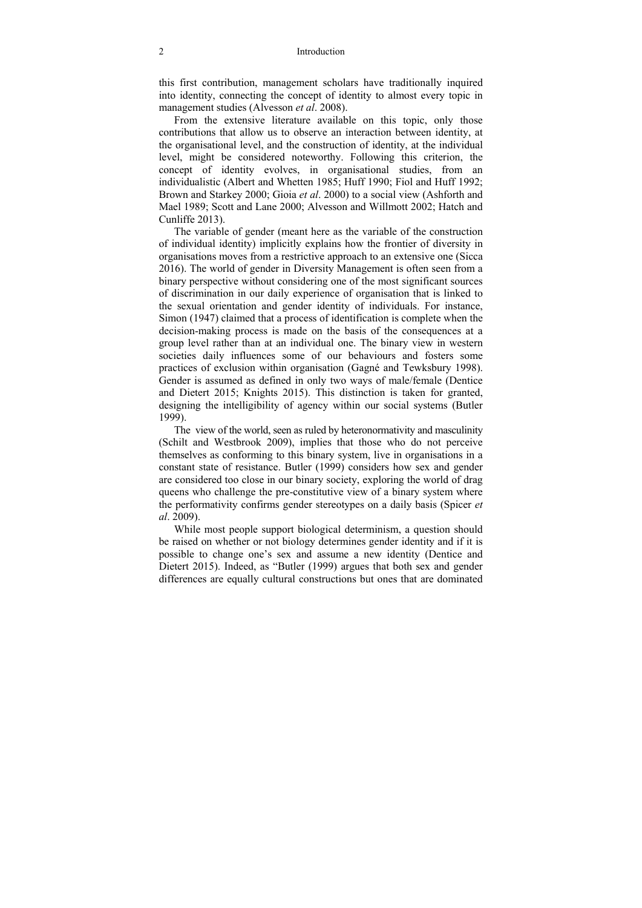this first contribution, management scholars have traditionally inquired into identity, connecting the concept of identity to almost every topic in management studies (Alvesson *et al*. 2008).

From the extensive literature available on this topic, only those contributions that allow us to observe an interaction between identity, at the organisational level, and the construction of identity, at the individual level, might be considered noteworthy. Following this criterion, the concept of identity evolves, in organisational studies, from an individualistic (Albert and Whetten 1985; Huff 1990; Fiol and Huff 1992; Brown and Starkey 2000; Gioia *et al*. 2000) to a social view (Ashforth and Mael 1989; Scott and Lane 2000; Alvesson and Willmott 2002; Hatch and Cunliffe 2013).

The variable of gender (meant here as the variable of the construction of individual identity) implicitly explains how the frontier of diversity in organisations moves from a restrictive approach to an extensive one (Sicca 2016). The world of gender in Diversity Management is often seen from a binary perspective without considering one of the most significant sources of discrimination in our daily experience of organisation that is linked to the sexual orientation and gender identity of individuals. For instance, Simon (1947) claimed that a process of identification is complete when the decision-making process is made on the basis of the consequences at a group level rather than at an individual one. The binary view in western societies daily influences some of our behaviours and fosters some practices of exclusion within organisation (Gagné and Tewksbury 1998). Gender is assumed as defined in only two ways of male/female (Dentice and Dietert 2015; Knights 2015). This distinction is taken for granted, designing the intelligibility of agency within our social systems (Butler 1999).

The view of the world, seen as ruled by heteronormativity and masculinity (Schilt and Westbrook 2009), implies that those who do not perceive themselves as conforming to this binary system, live in organisations in a constant state of resistance. Butler (1999) considers how sex and gender are considered too close in our binary society, exploring the world of drag queens who challenge the pre-constitutive view of a binary system where the performativity confirms gender stereotypes on a daily basis (Spicer *et al*. 2009).

While most people support biological determinism, a question should be raised on whether or not biology determines gender identity and if it is possible to change one's sex and assume a new identity (Dentice and Dietert 2015). Indeed, as "Butler (1999) argues that both sex and gender differences are equally cultural constructions but ones that are dominated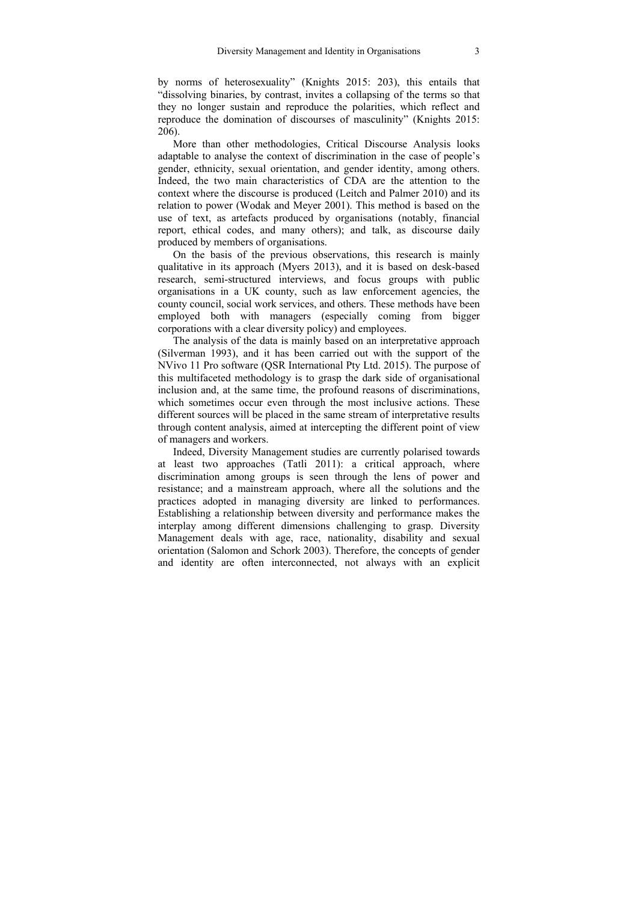by norms of heterosexuality" (Knights 2015: 203), this entails that "dissolving binaries, by contrast, invites a collapsing of the terms so that they no longer sustain and reproduce the polarities, which reflect and reproduce the domination of discourses of masculinity" (Knights 2015: 206).

More than other methodologies, Critical Discourse Analysis looks adaptable to analyse the context of discrimination in the case of people's gender, ethnicity, sexual orientation, and gender identity, among others. Indeed, the two main characteristics of CDA are the attention to the context where the discourse is produced (Leitch and Palmer 2010) and its relation to power (Wodak and Meyer 2001). This method is based on the use of text, as artefacts produced by organisations (notably, financial report, ethical codes, and many others); and talk, as discourse daily produced by members of organisations.

On the basis of the previous observations, this research is mainly qualitative in its approach (Myers 2013), and it is based on desk-based research, semi-structured interviews, and focus groups with public organisations in a UK county, such as law enforcement agencies, the county council, social work services, and others. These methods have been employed both with managers (especially coming from bigger corporations with a clear diversity policy) and employees.

The analysis of the data is mainly based on an interpretative approach (Silverman 1993), and it has been carried out with the support of the NVivo 11 Pro software (QSR International Pty Ltd. 2015). The purpose of this multifaceted methodology is to grasp the dark side of organisational inclusion and, at the same time, the profound reasons of discriminations, which sometimes occur even through the most inclusive actions. These different sources will be placed in the same stream of interpretative results through content analysis, aimed at intercepting the different point of view of managers and workers.

Indeed, Diversity Management studies are currently polarised towards at least two approaches (Tatli 2011): a critical approach, where discrimination among groups is seen through the lens of power and resistance; and a mainstream approach, where all the solutions and the practices adopted in managing diversity are linked to performances. Establishing a relationship between diversity and performance makes the interplay among different dimensions challenging to grasp. Diversity Management deals with age, race, nationality, disability and sexual orientation (Salomon and Schork 2003). Therefore, the concepts of gender and identity are often interconnected, not always with an explicit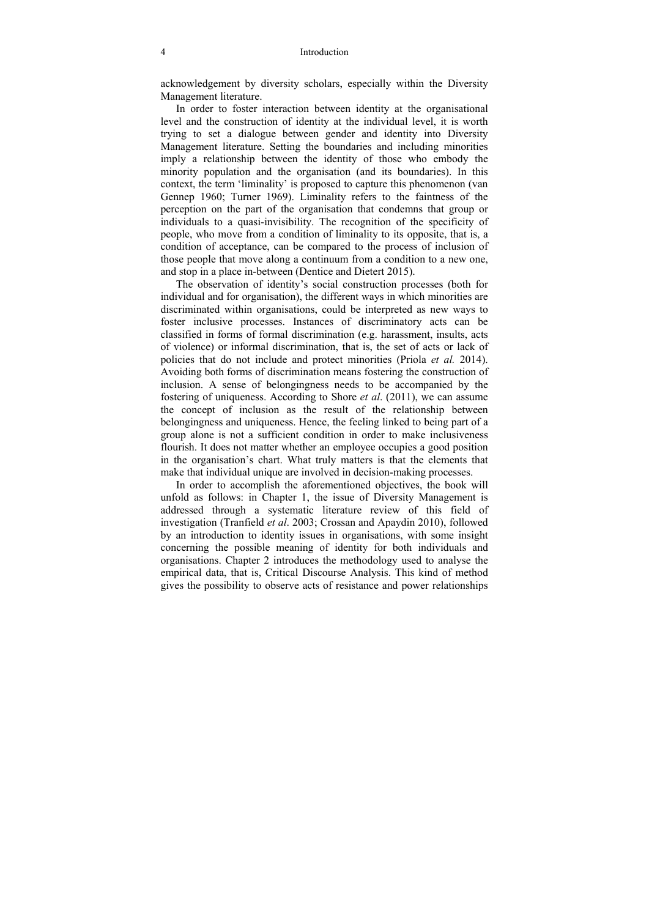acknowledgement by diversity scholars, especially within the Diversity Management literature.

In order to foster interaction between identity at the organisational level and the construction of identity at the individual level, it is worth trying to set a dialogue between gender and identity into Diversity Management literature. Setting the boundaries and including minorities imply a relationship between the identity of those who embody the minority population and the organisation (and its boundaries). In this context, the term 'liminality' is proposed to capture this phenomenon (van Gennep 1960; Turner 1969). Liminality refers to the faintness of the perception on the part of the organisation that condemns that group or individuals to a quasi-invisibility. The recognition of the specificity of people, who move from a condition of liminality to its opposite, that is, a condition of acceptance, can be compared to the process of inclusion of those people that move along a continuum from a condition to a new one, and stop in a place in-between (Dentice and Dietert 2015).

The observation of identity's social construction processes (both for individual and for organisation), the different ways in which minorities are discriminated within organisations, could be interpreted as new ways to foster inclusive processes. Instances of discriminatory acts can be classified in forms of formal discrimination (e.g. harassment, insults, acts of violence) or informal discrimination, that is, the set of acts or lack of policies that do not include and protect minorities (Priola *et al.* 2014). Avoiding both forms of discrimination means fostering the construction of inclusion. A sense of belongingness needs to be accompanied by the fostering of uniqueness. According to Shore *et al*. (2011), we can assume the concept of inclusion as the result of the relationship between belongingness and uniqueness. Hence, the feeling linked to being part of a group alone is not a sufficient condition in order to make inclusiveness flourish. It does not matter whether an employee occupies a good position in the organisation's chart. What truly matters is that the elements that make that individual unique are involved in decision-making processes.

In order to accomplish the aforementioned objectives, the book will unfold as follows: in Chapter 1, the issue of Diversity Management is addressed through a systematic literature review of this field of investigation (Tranfield *et al*. 2003; Crossan and Apaydin 2010), followed by an introduction to identity issues in organisations, with some insight concerning the possible meaning of identity for both individuals and organisations. Chapter 2 introduces the methodology used to analyse the empirical data, that is, Critical Discourse Analysis. This kind of method gives the possibility to observe acts of resistance and power relationships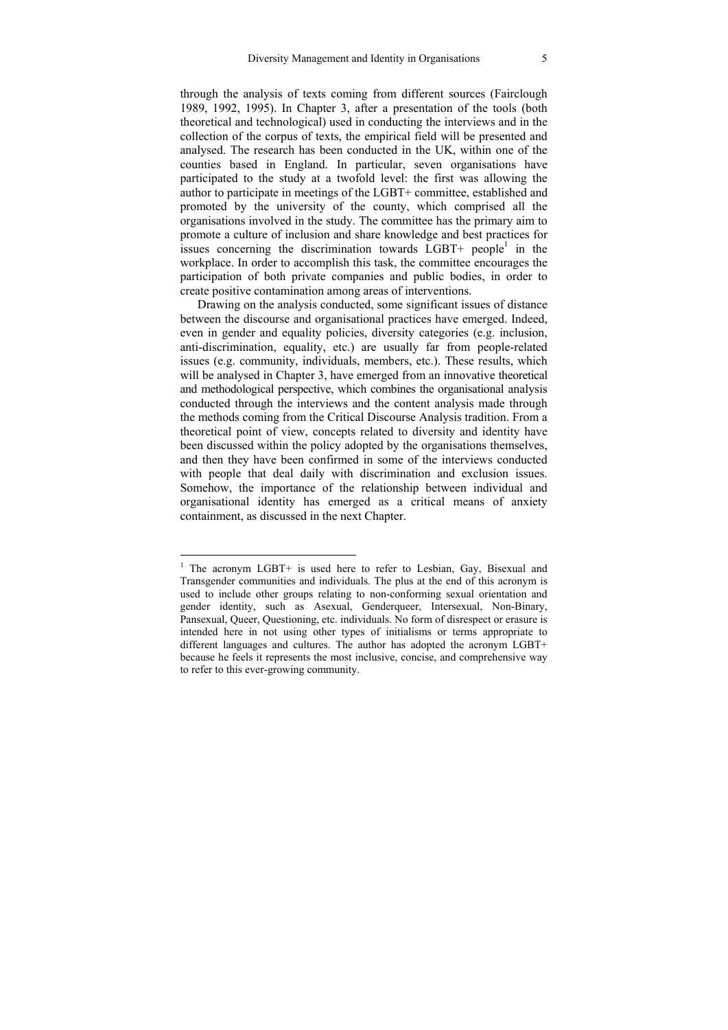through the analysis of texts coming from different sources (Fairclough 1989, 1992, 1995). In Chapter 3, after a presentation of the tools (both theoretical and technological) used in conducting the interviews and in the collection of the corpus of texts, the empirical field will be presented and analysed. The research has been conducted in the UK, within one of the counties based in England. In particular, seven organisations have participated to the study at a twofold level: the first was allowing the author to participate in meetings of the LGBT+ committee, established and promoted by the university of the county, which comprised all the organisations involved in the study. The committee has the primary aim to promote a culture of inclusion and share knowledge and best practices for issues concerning the discrimination towards LGBT+ people[1] in the workplace. In order to accomplish this task, the committee encourages the participation of both private companies and public bodies, in order to create positive contamination among areas of interventions.

Drawing on the analysis conducted, some significant issues of distance between the discourse and organisational practices have emerged. Indeed, even in gender and equality policies, diversity categories (e.g. inclusion, anti-discrimination, equality, etc.) are usually far from people-related issues (e.g. community, individuals, members, etc.). These results, which will be analysed in Chapter 3, have emerged from an innovative theoretical and methodological perspective, which combines the organisational analysis conducted through the interviews and the content analysis made through the methods coming from the Critical Discourse Analysis tradition. From a theoretical point of view, concepts related to diversity and identity have been discussed within the policy adopted by the organisations themselves, and then they have been confirmed in some of the interviews conducted with people that deal daily with discrimination and exclusion issues. Somehow, the importance of the relationship between individual and organisational identity has emerged as a critical means of anxiety containment, as discussed in the next Chapter.

---

[1] The acronym LGBT+ is used here to refer to Lesbian, Gay, Bisexual and Transgender communities and individuals. The plus at the end of this acronym is used to include other groups relating to non-conforming sexual orientation and gender identity, such as Asexual, Genderqueer, Intersexual, Non-Binary, Pansexual, Queer, Questioning, etc. individuals. No form of disrespect or erasure is intended here in not using other types of initialisms or terms appropriate to different languages and cultures. The author has adopted the acronym LGBT+ because he feels it represents the most inclusive, concise, and comprehensive way to refer to this ever-growing community.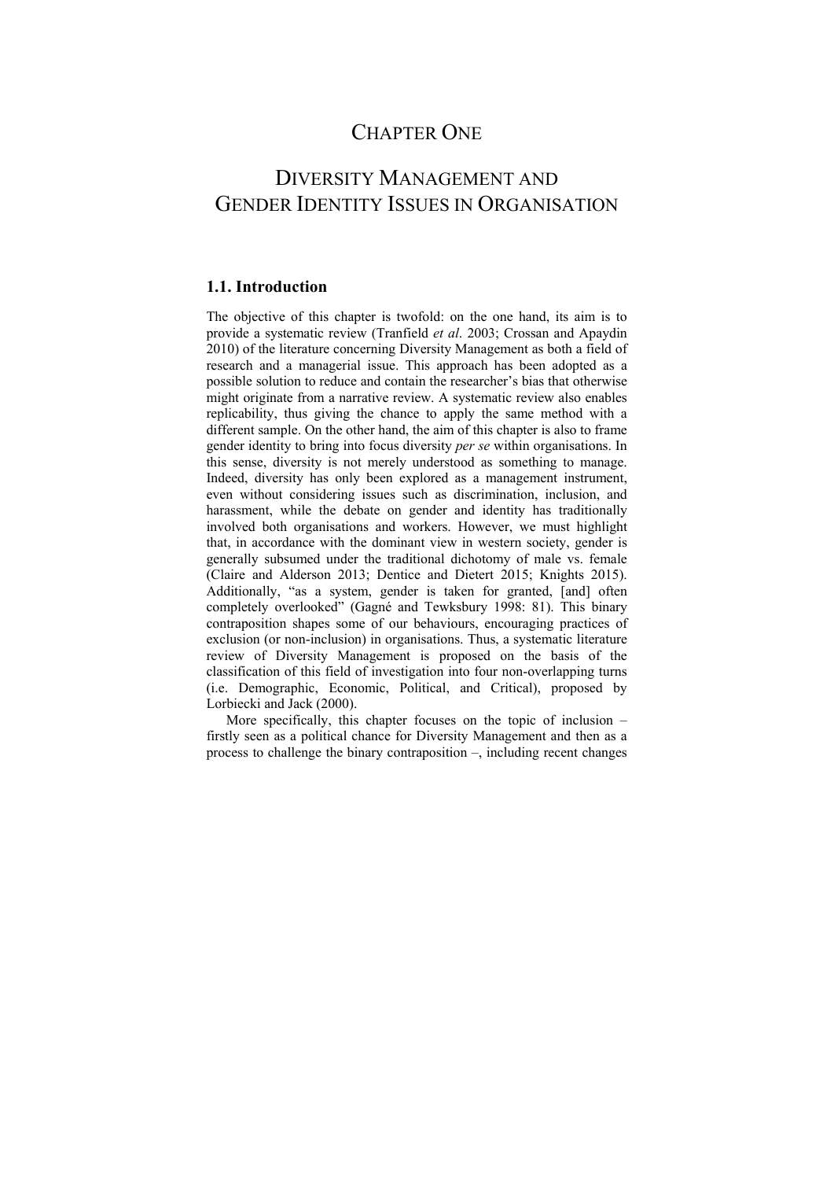# Chapter One

# Diversity Management and Gender Identity Issues in Organisation

### 1.1. Introduction

The objective of this chapter is twofold: on the one hand, its aim is to provide a systematic review (Tranfield *et al*. 2003; Crossan and Apaydin 2010) of the literature concerning Diversity Management as both a field of research and a managerial issue. This approach has been adopted as a possible solution to reduce and contain the researcher's bias that otherwise might originate from a narrative review. A systematic review also enables replicability, thus giving the chance to apply the same method with a different sample. On the other hand, the aim of this chapter is also to frame gender identity to bring into focus diversity *per se* within organisations. In this sense, diversity is not merely understood as something to manage. Indeed, diversity has only been explored as a management instrument, even without considering issues such as discrimination, inclusion, and harassment, while the debate on gender and identity has traditionally involved both organisations and workers. However, we must highlight that, in accordance with the dominant view in western society, gender is generally subsumed under the traditional dichotomy of male vs. female (Claire and Alderson 2013; Dentice and Dietert 2015; Knights 2015). Additionally, "as a system, gender is taken for granted, [and] often completely overlooked" (Gagné and Tewksbury 1998: 81). This binary contraposition shapes some of our behaviours, encouraging practices of exclusion (or non-inclusion) in organisations. Thus, a systematic literature review of Diversity Management is proposed on the basis of the classification of this field of investigation into four non-overlapping turns (i.e. Demographic, Economic, Political, and Critical), proposed by Lorbiecki and Jack (2000).

More specifically, this chapter focuses on the topic of inclusion – firstly seen as a political chance for Diversity Management and then as a process to challenge the binary contraposition –, including recent changes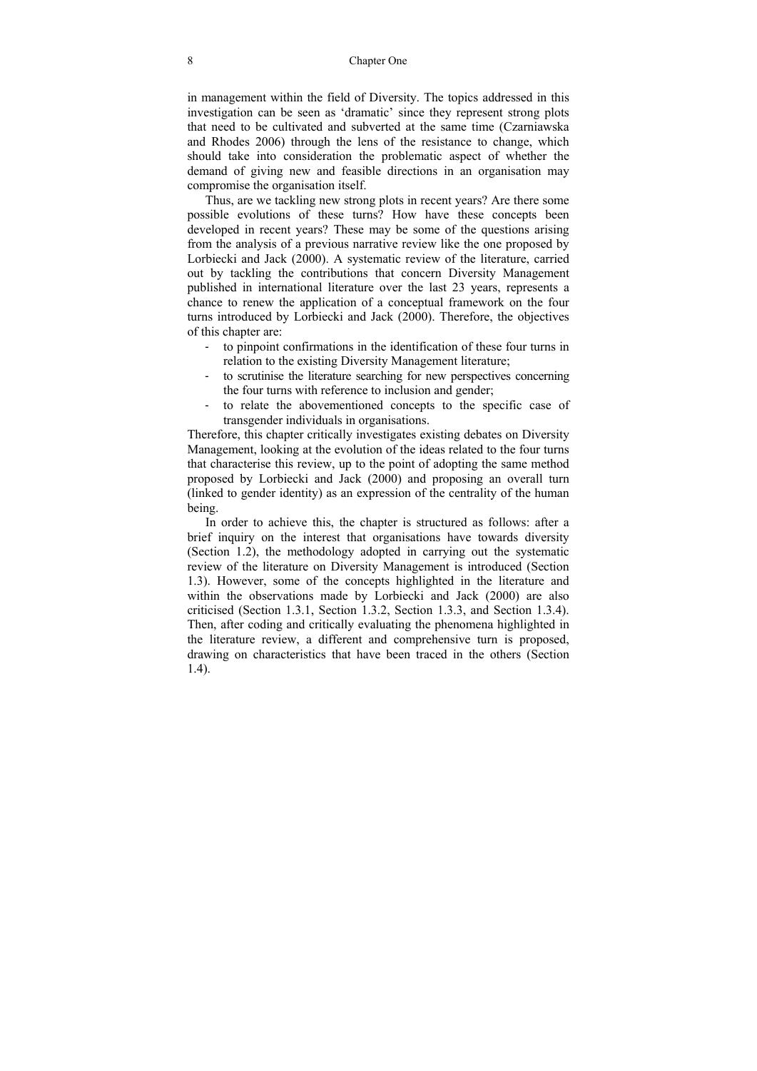in management within the field of Diversity. The topics addressed in this investigation can be seen as 'dramatic' since they represent strong plots that need to be cultivated and subverted at the same time (Czarniawska and Rhodes 2006) through the lens of the resistance to change, which should take into consideration the problematic aspect of whether the demand of giving new and feasible directions in an organisation may compromise the organisation itself.

Thus, are we tackling new strong plots in recent years? Are there some possible evolutions of these turns? How have these concepts been developed in recent years? These may be some of the questions arising from the analysis of a previous narrative review like the one proposed by Lorbiecki and Jack (2000). A systematic review of the literature, carried out by tackling the contributions that concern Diversity Management published in international literature over the last 23 years, represents a chance to renew the application of a conceptual framework on the four turns introduced by Lorbiecki and Jack (2000). Therefore, the objectives of this chapter are:

- to pinpoint confirmations in the identification of these four turns in relation to the existing Diversity Management literature;
- to scrutinise the literature searching for new perspectives concerning the four turns with reference to inclusion and gender;
- to relate the abovementioned concepts to the specific case of transgender individuals in organisations.

Therefore, this chapter critically investigates existing debates on Diversity Management, looking at the evolution of the ideas related to the four turns that characterise this review, up to the point of adopting the same method proposed by Lorbiecki and Jack (2000) and proposing an overall turn (linked to gender identity) as an expression of the centrality of the human being.

In order to achieve this, the chapter is structured as follows: after a brief inquiry on the interest that organisations have towards diversity (Section 1.2), the methodology adopted in carrying out the systematic review of the literature on Diversity Management is introduced (Section 1.3). However, some of the concepts highlighted in the literature and within the observations made by Lorbiecki and Jack (2000) are also criticised (Section 1.3.1, Section 1.3.2, Section 1.3.3, and Section 1.3.4). Then, after coding and critically evaluating the phenomena highlighted in the literature review, a different and comprehensive turn is proposed, drawing on characteristics that have been traced in the others (Section 1.4).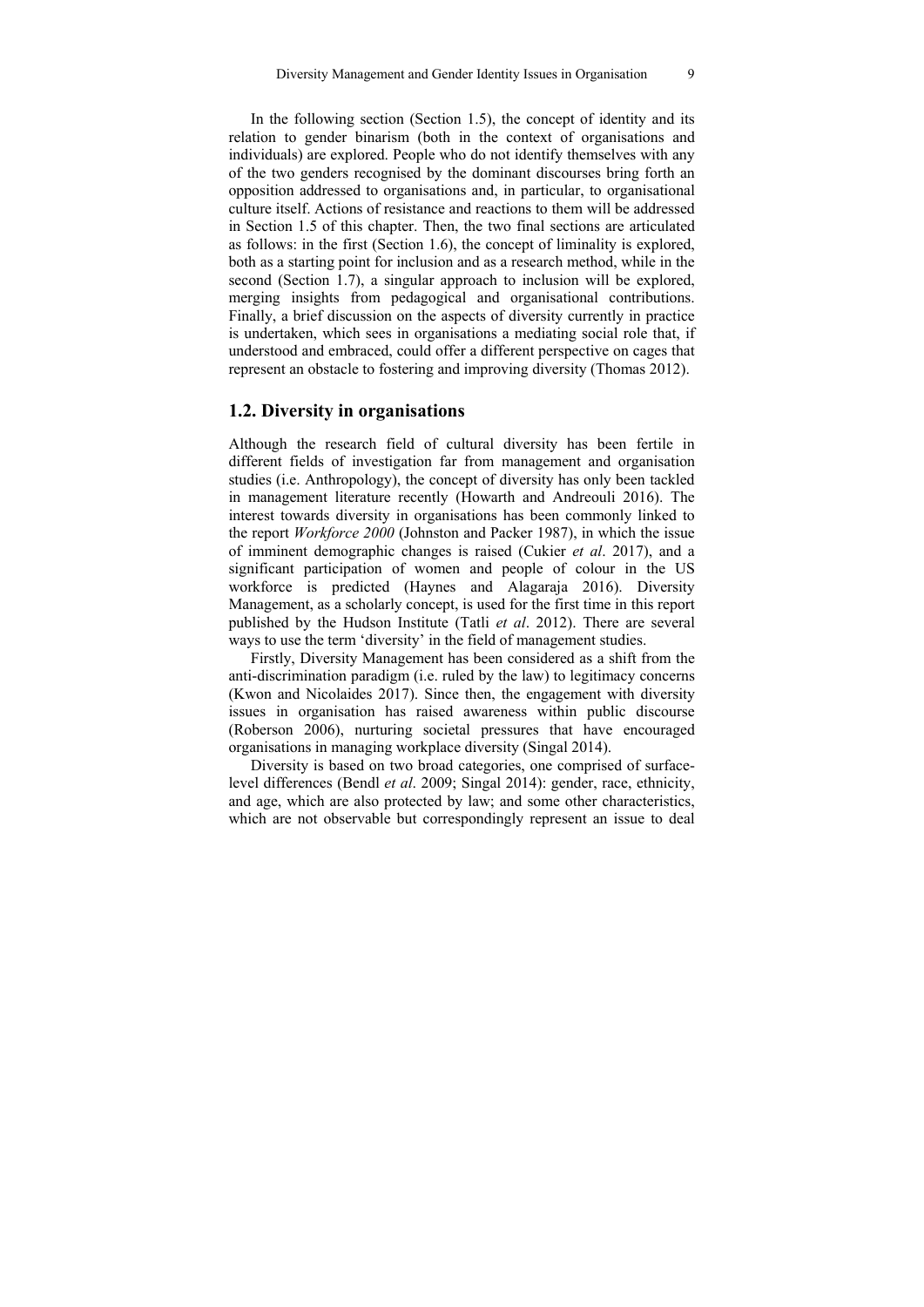In the following section (Section 1.5), the concept of identity and its relation to gender binarism (both in the context of organisations and individuals) are explored. People who do not identify themselves with any of the two genders recognised by the dominant discourses bring forth an opposition addressed to organisations and, in particular, to organisational culture itself. Actions of resistance and reactions to them will be addressed in Section 1.5 of this chapter. Then, the two final sections are articulated as follows: in the first (Section 1.6), the concept of liminality is explored, both as a starting point for inclusion and as a research method, while in the second (Section 1.7), a singular approach to inclusion will be explored, merging insights from pedagogical and organisational contributions. Finally, a brief discussion on the aspects of diversity currently in practice is undertaken, which sees in organisations a mediating social role that, if understood and embraced, could offer a different perspective on cages that represent an obstacle to fostering and improving diversity (Thomas 2012).

## 1.2. Diversity in organisations

Although the research field of cultural diversity has been fertile in different fields of investigation far from management and organisation studies (i.e. Anthropology), the concept of diversity has only been tackled in management literature recently (Howarth and Andreouli 2016). The interest towards diversity in organisations has been commonly linked to the report *Workforce 2000* (Johnston and Packer 1987), in which the issue of imminent demographic changes is raised (Cukier *et al*. 2017), and a significant participation of women and people of colour in the US workforce is predicted (Haynes and Alagaraja 2016). Diversity Management, as a scholarly concept, is used for the first time in this report published by the Hudson Institute (Tatli *et al*. 2012). There are several ways to use the term 'diversity' in the field of management studies.

Firstly, Diversity Management has been considered as a shift from the anti-discrimination paradigm (i.e. ruled by the law) to legitimacy concerns (Kwon and Nicolaides 2017). Since then, the engagement with diversity issues in organisation has raised awareness within public discourse (Roberson 2006), nurturing societal pressures that have encouraged organisations in managing workplace diversity (Singal 2014).

Diversity is based on two broad categories, one comprised of surface-level differences (Bendl *et al*. 2009; Singal 2014): gender, race, ethnicity, and age, which are also protected by law; and some other characteristics, which are not observable but correspondingly represent an issue to deal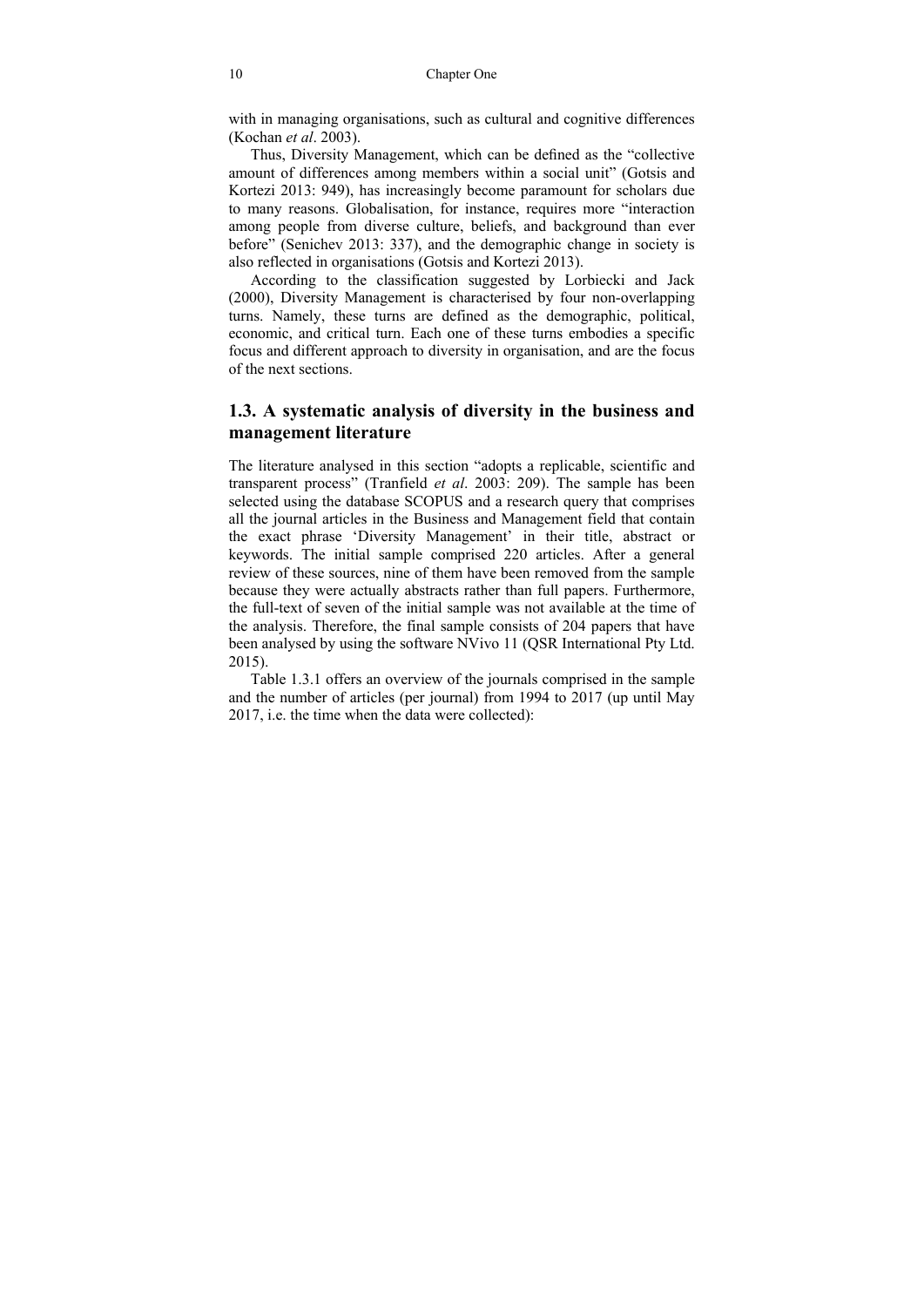with in managing organisations, such as cultural and cognitive differences (Kochan *et al*. 2003).

Thus, Diversity Management, which can be defined as the "collective amount of differences among members within a social unit" (Gotsis and Kortezi 2013: 949), has increasingly become paramount for scholars due to many reasons. Globalisation, for instance, requires more "interaction among people from diverse culture, beliefs, and background than ever before" (Senichev 2013: 337), and the demographic change in society is also reflected in organisations (Gotsis and Kortezi 2013).

According to the classification suggested by Lorbiecki and Jack (2000), Diversity Management is characterised by four non-overlapping turns. Namely, these turns are defined as the demographic, political, economic, and critical turn. Each one of these turns embodies a specific focus and different approach to diversity in organisation, and are the focus of the next sections.

## 1.3. A systematic analysis of diversity in the business and management literature

The literature analysed in this section "adopts a replicable, scientific and transparent process" (Tranfield *et al*. 2003: 209). The sample has been selected using the database SCOPUS and a research query that comprises all the journal articles in the Business and Management field that contain the exact phrase 'Diversity Management' in their title, abstract or keywords. The initial sample comprised 220 articles. After a general review of these sources, nine of them have been removed from the sample because they were actually abstracts rather than full papers. Furthermore, the full-text of seven of the initial sample was not available at the time of the analysis. Therefore, the final sample consists of 204 papers that have been analysed by using the software NVivo 11 (QSR International Pty Ltd. 2015).

Table 1.3.1 offers an overview of the journals comprised in the sample and the number of articles (per journal) from 1994 to 2017 (up until May 2017, i.e. the time when the data were collected):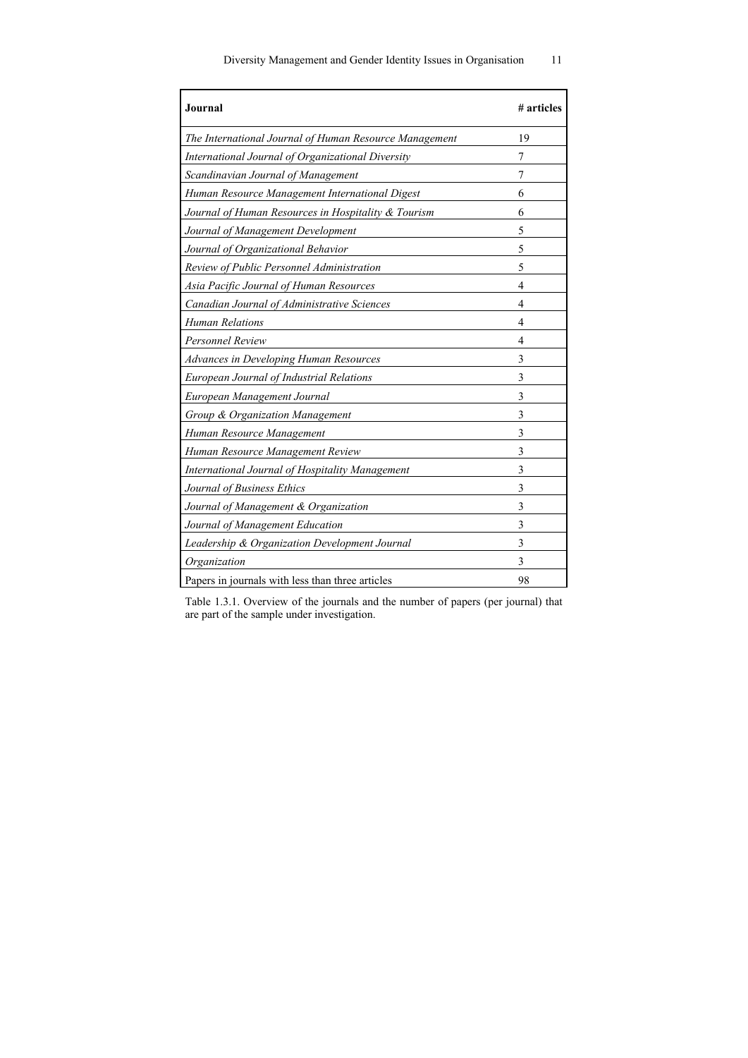| **Journal** | **# articles** |
|---|---|
| *The International Journal of Human Resource Management* | 19 |
| *International Journal of Organizational Diversity* | 7 |
| *Scandinavian Journal of Management* | 7 |
| *Human Resource Management International Digest* | 6 |
| *Journal of Human Resources in Hospitality & Tourism* | 6 |
| *Journal of Management Development* | 5 |
| *Journal of Organizational Behavior* | 5 |
| *Review of Public Personnel Administration* | 5 |
| *Asia Pacific Journal of Human Resources* | 4 |
| *Canadian Journal of Administrative Sciences* | 4 |
| *Human Relations* | 4 |
| *Personnel Review* | 4 |
| *Advances in Developing Human Resources* | 3 |
| *European Journal of Industrial Relations* | 3 |
| *European Management Journal* | 3 |
| *Group & Organization Management* | 3 |
| *Human Resource Management* | 3 |
| *Human Resource Management Review* | 3 |
| *International Journal of Hospitality Management* | 3 |
| *Journal of Business Ethics* | 3 |
| *Journal of Management & Organization* | 3 |
| *Journal of Management Education* | 3 |
| *Leadership & Organization Development Journal* | 3 |
| *Organization* | 3 |
| Papers in journals with less than three articles | 98 |

Table 1.3.1. Overview of the journals and the number of papers (per journal) that are part of the sample under investigation.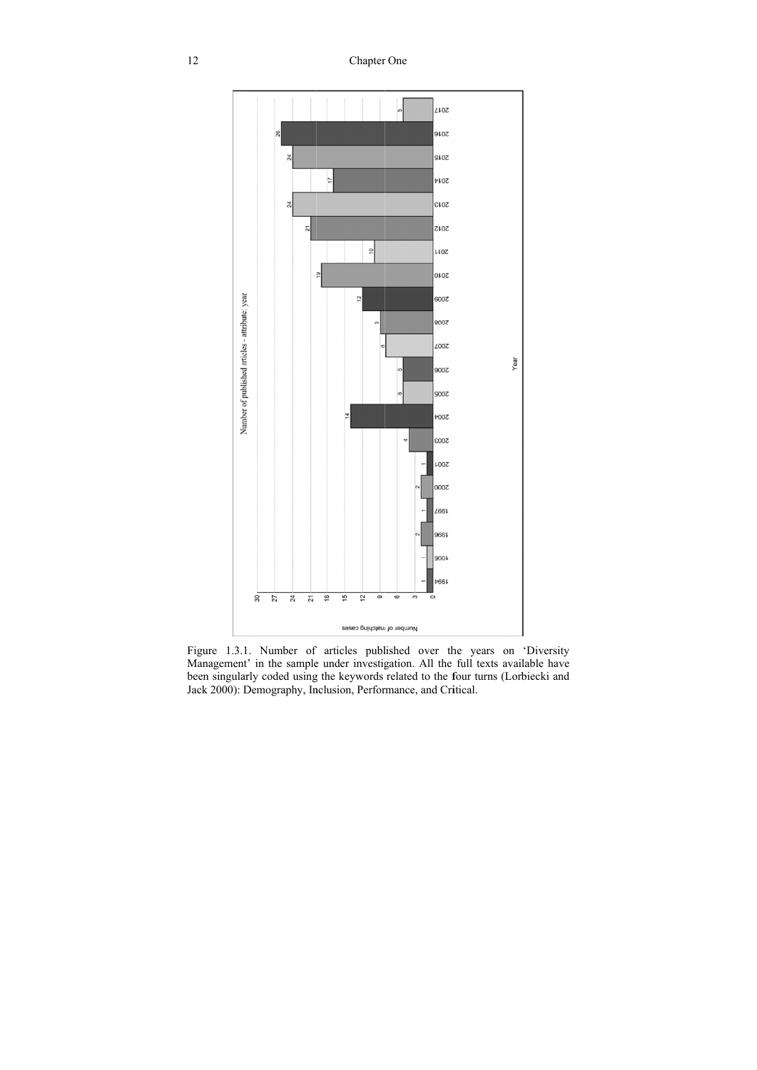Figure 1.3.1. Number of articles published over the years on 'Diversity Management' in the sample under investigation. All the full texts available have been singularly coded using the keywords related to the four turns (Lorbiecki and Jack 2000): Demography, Inclusion, Performance, and Critical.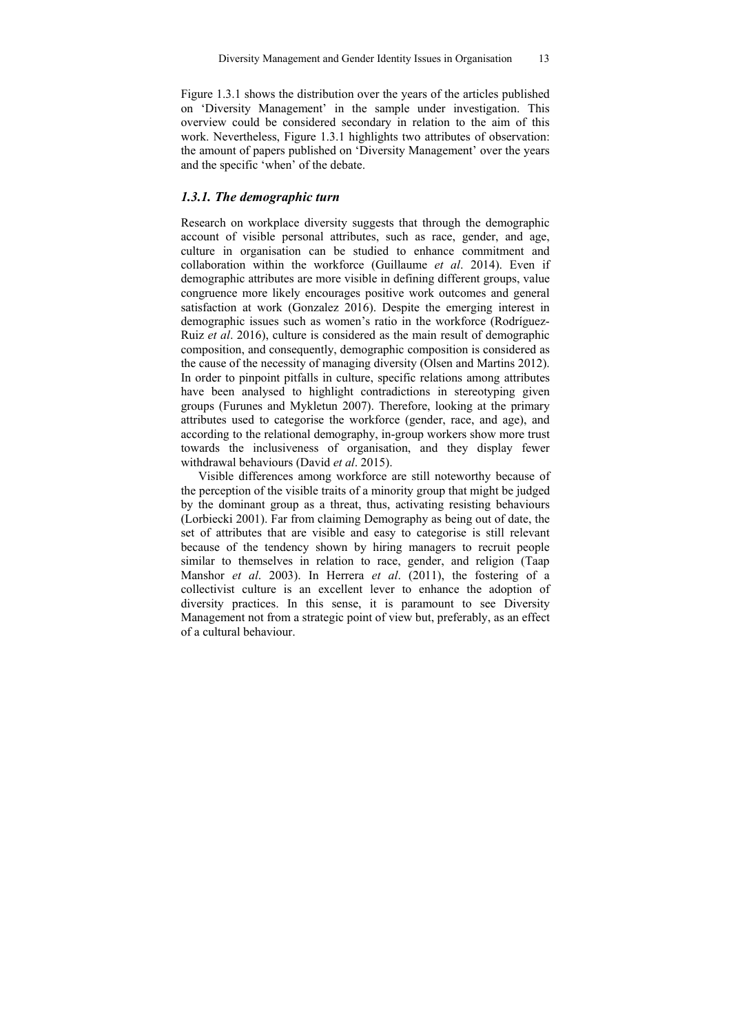Figure 1.3.1 shows the distribution over the years of the articles published on 'Diversity Management' in the sample under investigation. This overview could be considered secondary in relation to the aim of this work. Nevertheless, Figure 1.3.1 highlights two attributes of observation: the amount of papers published on 'Diversity Management' over the years and the specific 'when' of the debate.

### *1.3.1. The demographic turn*

Research on workplace diversity suggests that through the demographic account of visible personal attributes, such as race, gender, and age, culture in organisation can be studied to enhance commitment and collaboration within the workforce (Guillaume *et al*. 2014). Even if demographic attributes are more visible in defining different groups, value congruence more likely encourages positive work outcomes and general satisfaction at work (Gonzalez 2016). Despite the emerging interest in demographic issues such as women's ratio in the workforce (Rodríguez-Ruiz *et al*. 2016), culture is considered as the main result of demographic composition, and consequently, demographic composition is considered as the cause of the necessity of managing diversity (Olsen and Martins 2012). In order to pinpoint pitfalls in culture, specific relations among attributes have been analysed to highlight contradictions in stereotyping given groups (Furunes and Mykletun 2007). Therefore, looking at the primary attributes used to categorise the workforce (gender, race, and age), and according to the relational demography, in-group workers show more trust towards the inclusiveness of organisation, and they display fewer withdrawal behaviours (David *et al*. 2015).

Visible differences among workforce are still noteworthy because of the perception of the visible traits of a minority group that might be judged by the dominant group as a threat, thus, activating resisting behaviours (Lorbiecki 2001). Far from claiming Demography as being out of date, the set of attributes that are visible and easy to categorise is still relevant because of the tendency shown by hiring managers to recruit people similar to themselves in relation to race, gender, and religion (Taap Manshor *et al*. 2003). In Herrera *et al*. (2011), the fostering of a collectivist culture is an excellent lever to enhance the adoption of diversity practices. In this sense, it is paramount to see Diversity Management not from a strategic point of view but, preferably, as an effect of a cultural behaviour.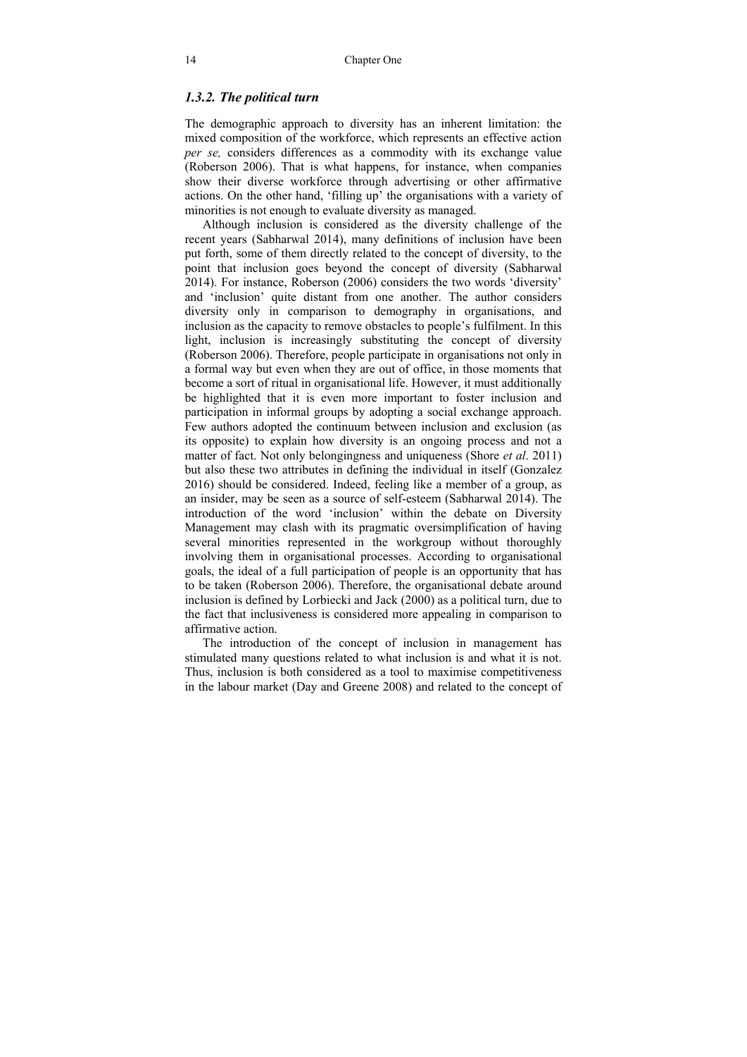### *1.3.2. The political turn*

The demographic approach to diversity has an inherent limitation: the mixed composition of the workforce, which represents an effective action *per se,* considers differences as a commodity with its exchange value (Roberson 2006). That is what happens, for instance, when companies show their diverse workforce through advertising or other affirmative actions. On the other hand, 'filling up' the organisations with a variety of minorities is not enough to evaluate diversity as managed.

Although inclusion is considered as the diversity challenge of the recent years (Sabharwal 2014), many definitions of inclusion have been put forth, some of them directly related to the concept of diversity, to the point that inclusion goes beyond the concept of diversity (Sabharwal 2014). For instance, Roberson (2006) considers the two words 'diversity' and 'inclusion' quite distant from one another. The author considers diversity only in comparison to demography in organisations, and inclusion as the capacity to remove obstacles to people's fulfilment. In this light, inclusion is increasingly substituting the concept of diversity (Roberson 2006). Therefore, people participate in organisations not only in a formal way but even when they are out of office, in those moments that become a sort of ritual in organisational life. However, it must additionally be highlighted that it is even more important to foster inclusion and participation in informal groups by adopting a social exchange approach. Few authors adopted the continuum between inclusion and exclusion (as its opposite) to explain how diversity is an ongoing process and not a matter of fact. Not only belongingness and uniqueness (Shore *et al*. 2011) but also these two attributes in defining the individual in itself (Gonzalez 2016) should be considered. Indeed, feeling like a member of a group, as an insider, may be seen as a source of self-esteem (Sabharwal 2014). The introduction of the word 'inclusion' within the debate on Diversity Management may clash with its pragmatic oversimplification of having several minorities represented in the workgroup without thoroughly involving them in organisational processes. According to organisational goals, the ideal of a full participation of people is an opportunity that has to be taken (Roberson 2006). Therefore, the organisational debate around inclusion is defined by Lorbiecki and Jack (2000) as a political turn, due to the fact that inclusiveness is considered more appealing in comparison to affirmative action.

The introduction of the concept of inclusion in management has stimulated many questions related to what inclusion is and what it is not. Thus, inclusion is both considered as a tool to maximise competitiveness in the labour market (Day and Greene 2008) and related to the concept of